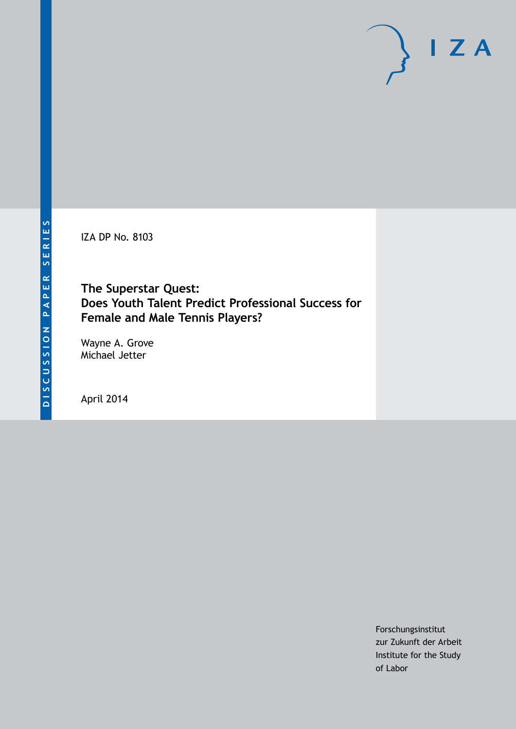DISCUSSION PAPER SERIES

IZA

IZA DP No. 8103

# The Superstar Quest: Does Youth Talent Predict Professional Success for Female and Male Tennis Players?

Wayne A. Grove
Michael Jetter

April 2014

Forschungsinstitut
zur Zukunft der Arbeit
Institute for the Study
of Labor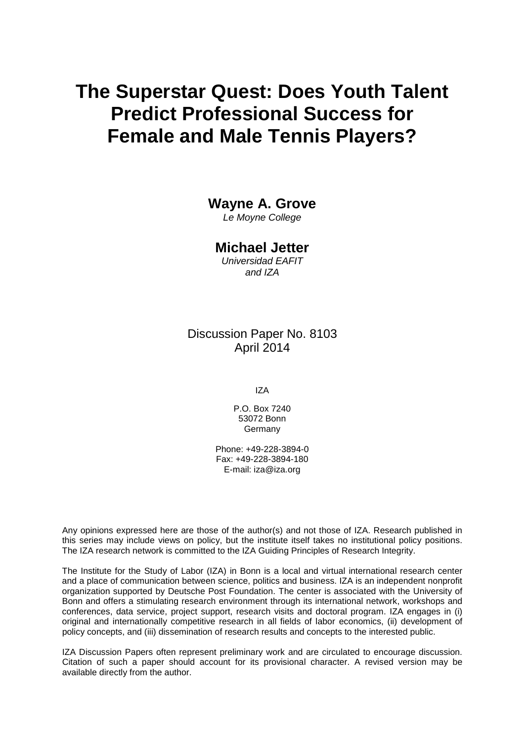# The Superstar Quest: Does Youth Talent Predict Professional Success for Female and Male Tennis Players?

**Wayne A. Grove**
*Le Moyne College*

**Michael Jetter**
*Universidad EAFIT*
*and IZA*

Discussion Paper No. 8103
April 2014

IZA

P.O. Box 7240
53072 Bonn
Germany

Phone: +49-228-3894-0
Fax: +49-228-3894-180
E-mail: iza@iza.org

Any opinions expressed here are those of the author(s) and not those of IZA. Research published in this series may include views on policy, but the institute itself takes no institutional policy positions. The IZA research network is committed to the IZA Guiding Principles of Research Integrity.

The Institute for the Study of Labor (IZA) in Bonn is a local and virtual international research center and a place of communication between science, politics and business. IZA is an independent nonprofit organization supported by Deutsche Post Foundation. The center is associated with the University of Bonn and offers a stimulating research environment through its international network, workshops and conferences, data service, project support, research visits and doctoral program. IZA engages in (i) original and internationally competitive research in all fields of labor economics, (ii) development of policy concepts, and (iii) dissemination of research results and concepts to the interested public.

IZA Discussion Papers often represent preliminary work and are circulated to encourage discussion. Citation of such a paper should account for its provisional character. A revised version may be available directly from the author.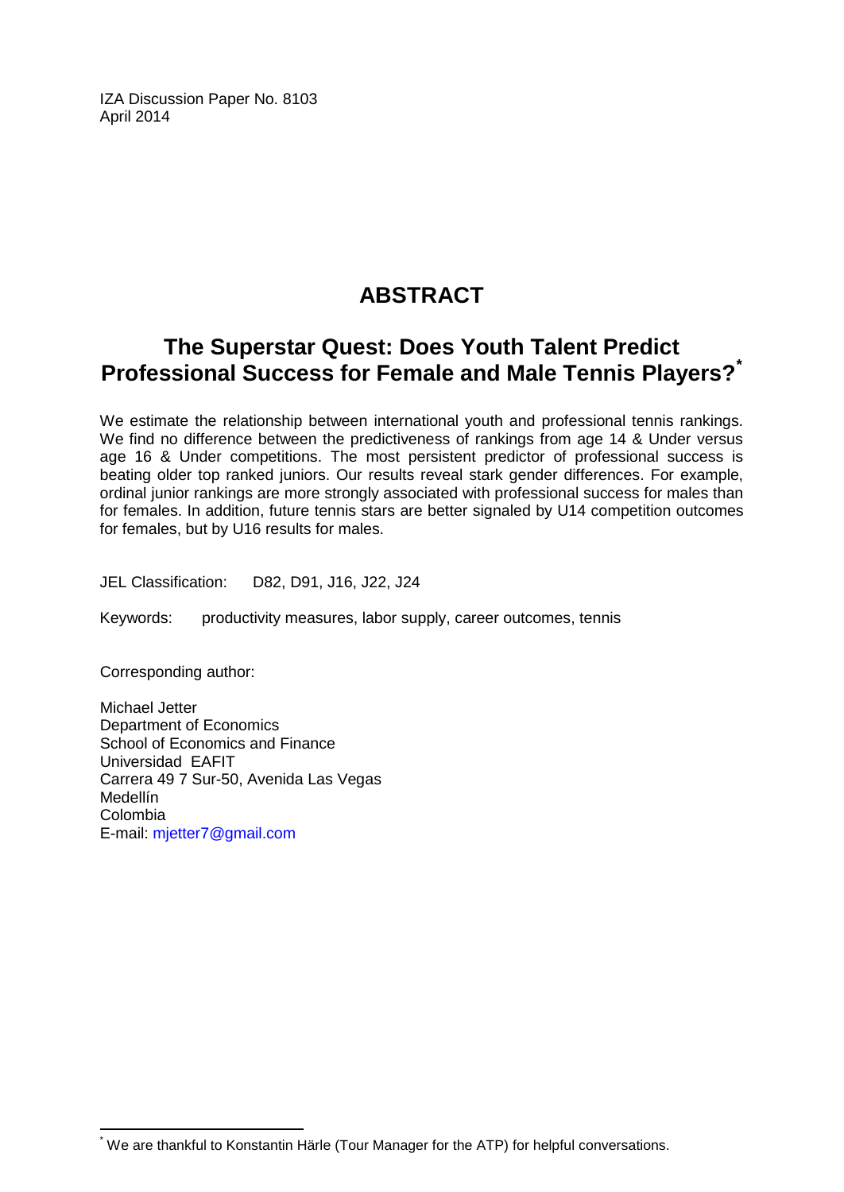IZA Discussion Paper No. 8103
April 2014

# ABSTRACT

## The Superstar Quest: Does Youth Talent Predict Professional Success for Female and Male Tennis Players?*

We estimate the relationship between international youth and professional tennis rankings. We find no difference between the predictiveness of rankings from age 14 & Under versus age 16 & Under competitions. The most persistent predictor of professional success is beating older top ranked juniors. Our results reveal stark gender differences. For example, ordinal junior rankings are more strongly associated with professional success for males than for females. In addition, future tennis stars are better signaled by U14 competition outcomes for females, but by U16 results for males.

JEL Classification: D82, D91, J16, J22, J24

Keywords: productivity measures, labor supply, career outcomes, tennis

Corresponding author:

Michael Jetter
Department of Economics
School of Economics and Finance
Universidad EAFIT
Carrera 49 7 Sur-50, Avenida Las Vegas
Medellín
Colombia
E-mail: mjetter7@gmail.com

---

* We are thankful to Konstantin Härle (Tour Manager for the ATP) for helpful conversations.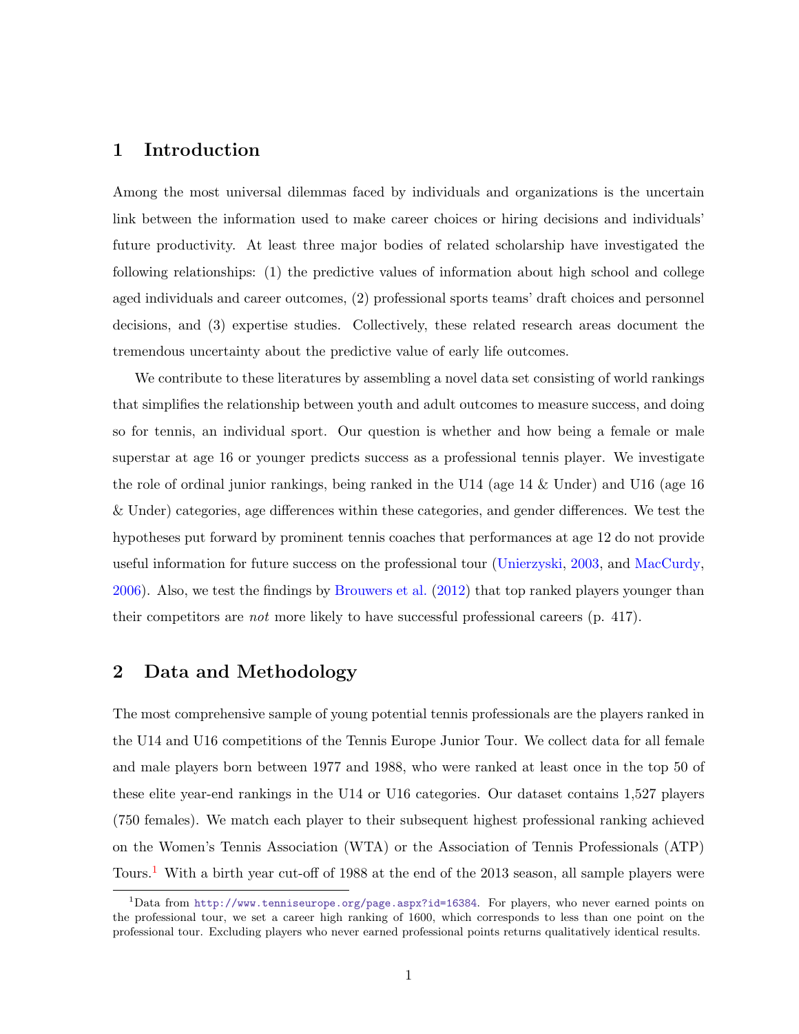# 1 Introduction

Among the most universal dilemmas faced by individuals and organizations is the uncertain link between the information used to make career choices or hiring decisions and individuals' future productivity. At least three major bodies of related scholarship have investigated the following relationships: (1) the predictive values of information about high school and college aged individuals and career outcomes, (2) professional sports teams' draft choices and personnel decisions, and (3) expertise studies. Collectively, these related research areas document the tremendous uncertainty about the predictive value of early life outcomes.

We contribute to these literatures by assembling a novel data set consisting of world rankings that simplifies the relationship between youth and adult outcomes to measure success, and doing so for tennis, an individual sport. Our question is whether and how being a female or male superstar at age 16 or younger predicts success as a professional tennis player. We investigate the role of ordinal junior rankings, being ranked in the U14 (age 14 & Under) and U16 (age 16 & Under) categories, age differences within these categories, and gender differences. We test the hypotheses put forward by prominent tennis coaches that performances at age 12 do not provide useful information for future success on the professional tour (Unierzyski, 2003, and MacCurdy, 2006). Also, we test the findings by Brouwers et al. (2012) that top ranked players younger than their competitors are *not* more likely to have successful professional careers (p. 417).

# 2 Data and Methodology

The most comprehensive sample of young potential tennis professionals are the players ranked in the U14 and U16 competitions of the Tennis Europe Junior Tour. We collect data for all female and male players born between 1977 and 1988, who were ranked at least once in the top 50 of these elite year-end rankings in the U14 or U16 categories. Our dataset contains 1,527 players (750 females). We match each player to their subsequent highest professional ranking achieved on the Women's Tennis Association (WTA) or the Association of Tennis Professionals (ATP) Tours.[1] With a birth year cut-off of 1988 at the end of the 2013 season, all sample players were

[1] Data from http://www.tenniseurope.org/page.aspx?id=16384. For players, who never earned points on the professional tour, we set a career high ranking of 1600, which corresponds to less than one point on the professional tour. Excluding players who never earned professional points returns qualitatively identical results.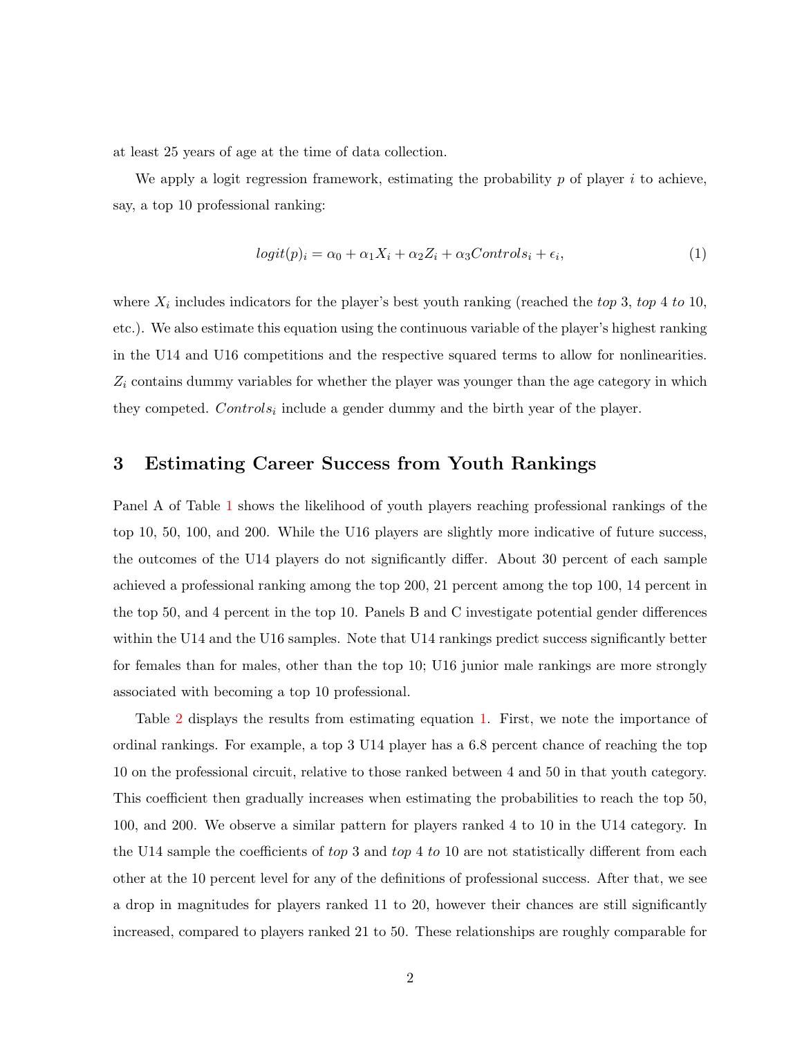at least 25 years of age at the time of data collection.

We apply a logit regression framework, estimating the probability $p$ of player $i$ to achieve, say, a top 10 professional ranking:

$$logit(p)_i = \alpha_0 + \alpha_1 X_i + \alpha_2 Z_i + \alpha_3 Controls_i + \epsilon_i, \tag{1}$$

where $X_i$ includes indicators for the player's best youth ranking (reached the *top* 3, *top* 4 *to* 10, etc.). We also estimate this equation using the continuous variable of the player's highest ranking in the U14 and U16 competitions and the respective squared terms to allow for nonlinearities. $Z_i$ contains dummy variables for whether the player was younger than the age category in which they competed. $Controls_i$ include a gender dummy and the birth year of the player.

## 3 Estimating Career Success from Youth Rankings

Panel A of Table 1 shows the likelihood of youth players reaching professional rankings of the top 10, 50, 100, and 200. While the U16 players are slightly more indicative of future success, the outcomes of the U14 players do not significantly differ. About 30 percent of each sample achieved a professional ranking among the top 200, 21 percent among the top 100, 14 percent in the top 50, and 4 percent in the top 10. Panels B and C investigate potential gender differences within the U14 and the U16 samples. Note that U14 rankings predict success significantly better for females than for males, other than the top 10; U16 junior male rankings are more strongly associated with becoming a top 10 professional.

Table 2 displays the results from estimating equation 1. First, we note the importance of ordinal rankings. For example, a top 3 U14 player has a 6.8 percent chance of reaching the top 10 on the professional circuit, relative to those ranked between 4 and 50 in that youth category. This coefficient then gradually increases when estimating the probabilities to reach the top 50, 100, and 200. We observe a similar pattern for players ranked 4 to 10 in the U14 category. In the U14 sample the coefficients of *top* 3 and *top* 4 *to* 10 are not statistically different from each other at the 10 percent level for any of the definitions of professional success. After that, we see a drop in magnitudes for players ranked 11 to 20, however their chances are still significantly increased, compared to players ranked 21 to 50. These relationships are roughly comparable for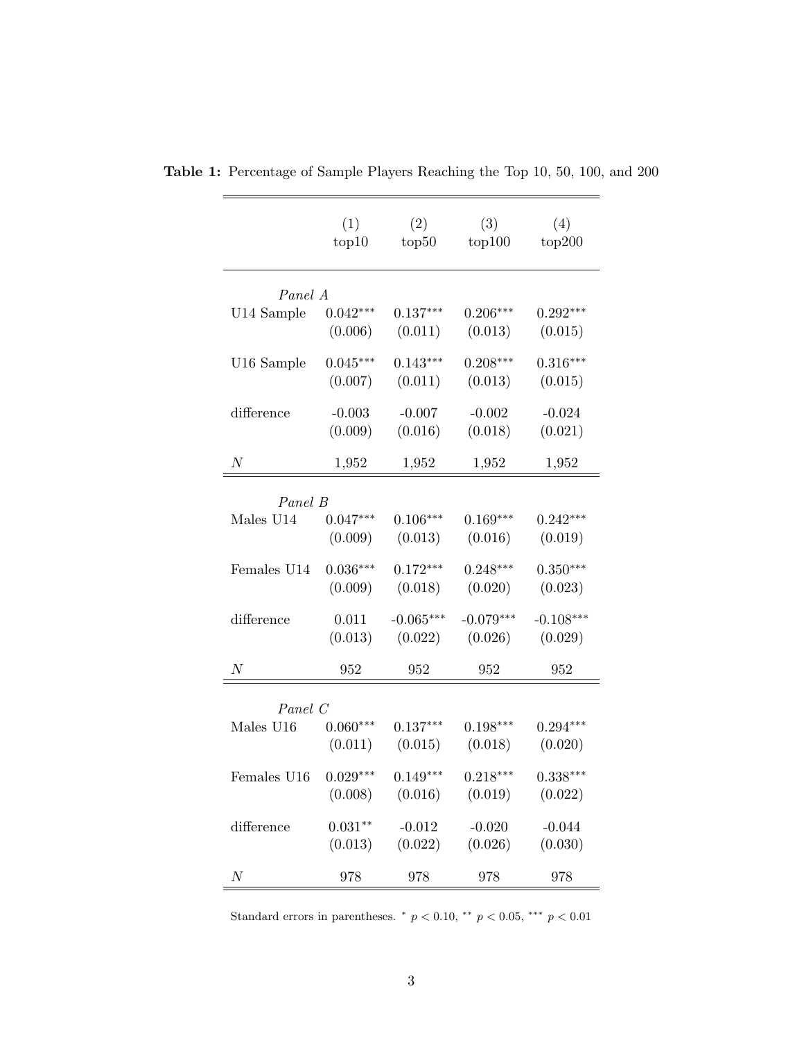**Table 1:** Percentage of Sample Players Reaching the Top 10, 50, 100, and 200

| | (1) top10 | (2) top50 | (3) top100 | (4) top200 |
|---|---|---|---|---|
| *Panel A* | | | | |
| U14 Sample | $0.042^{***}$ | $0.137^{***}$ | $0.206^{***}$ | $0.292^{***}$ |
| | (0.006) | (0.011) | (0.013) | (0.015) |
| U16 Sample | $0.045^{***}$ | $0.143^{***}$ | $0.208^{***}$ | $0.316^{***}$ |
| | (0.007) | (0.011) | (0.013) | (0.015) |
| difference | -0.003 | -0.007 | -0.002 | -0.024 |
| | (0.009) | (0.016) | (0.018) | (0.021) |
| $N$ | 1,952 | 1,952 | 1,952 | 1,952 |
| *Panel B* | | | | |
| Males U14 | $0.047^{***}$ | $0.106^{***}$ | $0.169^{***}$ | $0.242^{***}$ |
| | (0.009) | (0.013) | (0.016) | (0.019) |
| Females U14 | $0.036^{***}$ | $0.172^{***}$ | $0.248^{***}$ | $0.350^{***}$ |
| | (0.009) | (0.018) | (0.020) | (0.023) |
| difference | 0.011 | $-0.065^{***}$ | $-0.079^{***}$ | $-0.108^{***}$ |
| | (0.013) | (0.022) | (0.026) | (0.029) |
| $N$ | 952 | 952 | 952 | 952 |
| *Panel C* | | | | |
| Males U16 | $0.060^{***}$ | $0.137^{***}$ | $0.198^{***}$ | $0.294^{***}$ |
| | (0.011) | (0.015) | (0.018) | (0.020) |
| Females U16 | $0.029^{***}$ | $0.149^{***}$ | $0.218^{***}$ | $0.338^{***}$ |
| | (0.008) | (0.016) | (0.019) | (0.022) |
| difference | $0.031^{**}$ | -0.012 | -0.020 | -0.044 |
| | (0.013) | (0.022) | (0.026) | (0.030) |
| $N$ | 978 | 978 | 978 | 978 |

Standard errors in parentheses. $^{*}$ $p < 0.10$, $^{**}$ $p < 0.05$, $^{***}$ $p < 0.01$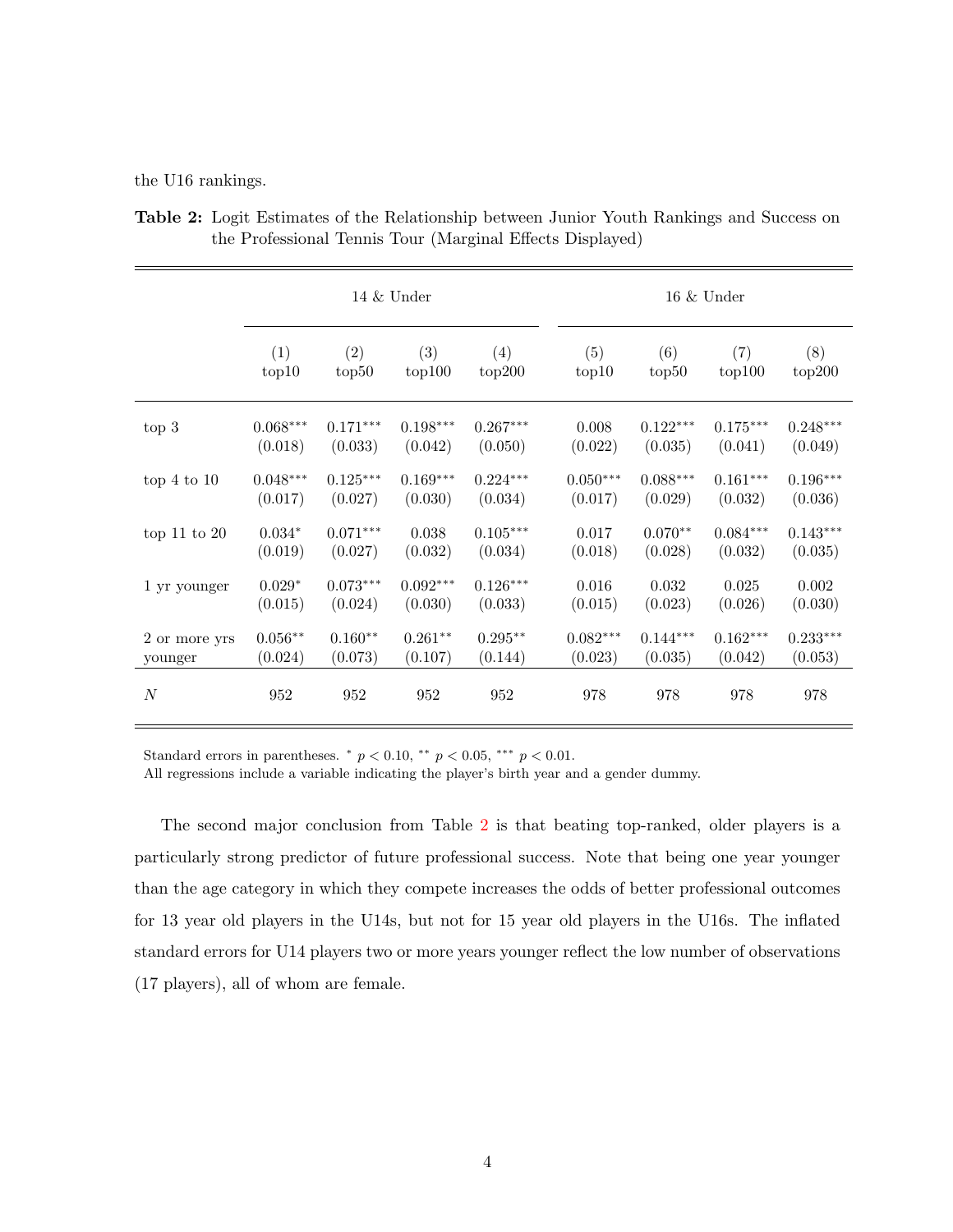the U16 rankings.

**Table 2:** Logit Estimates of the Relationship between Junior Youth Rankings and Success on the Professional Tennis Tour (Marginal Effects Displayed)

| | 14 & Under | | | | 16 & Under | | | |
|---|---|---|---|---|---|---|---|---|
| | (1) top10 | (2) top50 | (3) top100 | (4) top200 | (5) top10 | (6) top50 | (7) top100 | (8) top200 |
| top 3 | $0.068^{***}$ | $0.171^{***}$ | $0.198^{***}$ | $0.267^{***}$ | 0.008 | $0.122^{***}$ | $0.175^{***}$ | $0.248^{***}$ |
| | (0.018) | (0.033) | (0.042) | (0.050) | (0.022) | (0.035) | (0.041) | (0.049) |
| top 4 to 10 | $0.048^{***}$ | $0.125^{***}$ | $0.169^{***}$ | $0.224^{***}$ | $0.050^{***}$ | $0.088^{***}$ | $0.161^{***}$ | $0.196^{***}$ |
| | (0.017) | (0.027) | (0.030) | (0.034) | (0.017) | (0.029) | (0.032) | (0.036) |
| top 11 to 20 | $0.034^{*}$ | $0.071^{***}$ | 0.038 | $0.105^{***}$ | 0.017 | $0.070^{**}$ | $0.084^{***}$ | $0.143^{***}$ |
| | (0.019) | (0.027) | (0.032) | (0.034) | (0.018) | (0.028) | (0.032) | (0.035) |
| 1 yr younger | $0.029^{*}$ | $0.073^{***}$ | $0.092^{***}$ | $0.126^{***}$ | 0.016 | 0.032 | 0.025 | 0.002 |
| | (0.015) | (0.024) | (0.030) | (0.033) | (0.015) | (0.023) | (0.026) | (0.030) |
| 2 or more yrs younger | $0.056^{**}$ | $0.160^{**}$ | $0.261^{**}$ | $0.295^{**}$ | $0.082^{***}$ | $0.144^{***}$ | $0.162^{***}$ | $0.233^{***}$ |
| | (0.024) | (0.073) | (0.107) | (0.144) | (0.023) | (0.035) | (0.042) | (0.053) |
| $N$ | 952 | 952 | 952 | 952 | 978 | 978 | 978 | 978 |

Standard errors in parentheses. $^{*}$ $p < 0.10$, $^{**}$ $p < 0.05$, $^{***}$ $p < 0.01$.
All regressions include a variable indicating the player's birth year and a gender dummy.

The second major conclusion from Table 2 is that beating top-ranked, older players is a particularly strong predictor of future professional success. Note that being one year younger than the age category in which they compete increases the odds of better professional outcomes for 13 year old players in the U14s, but not for 15 year old players in the U16s. The inflated standard errors for U14 players two or more years younger reflect the low number of observations (17 players), all of whom are female.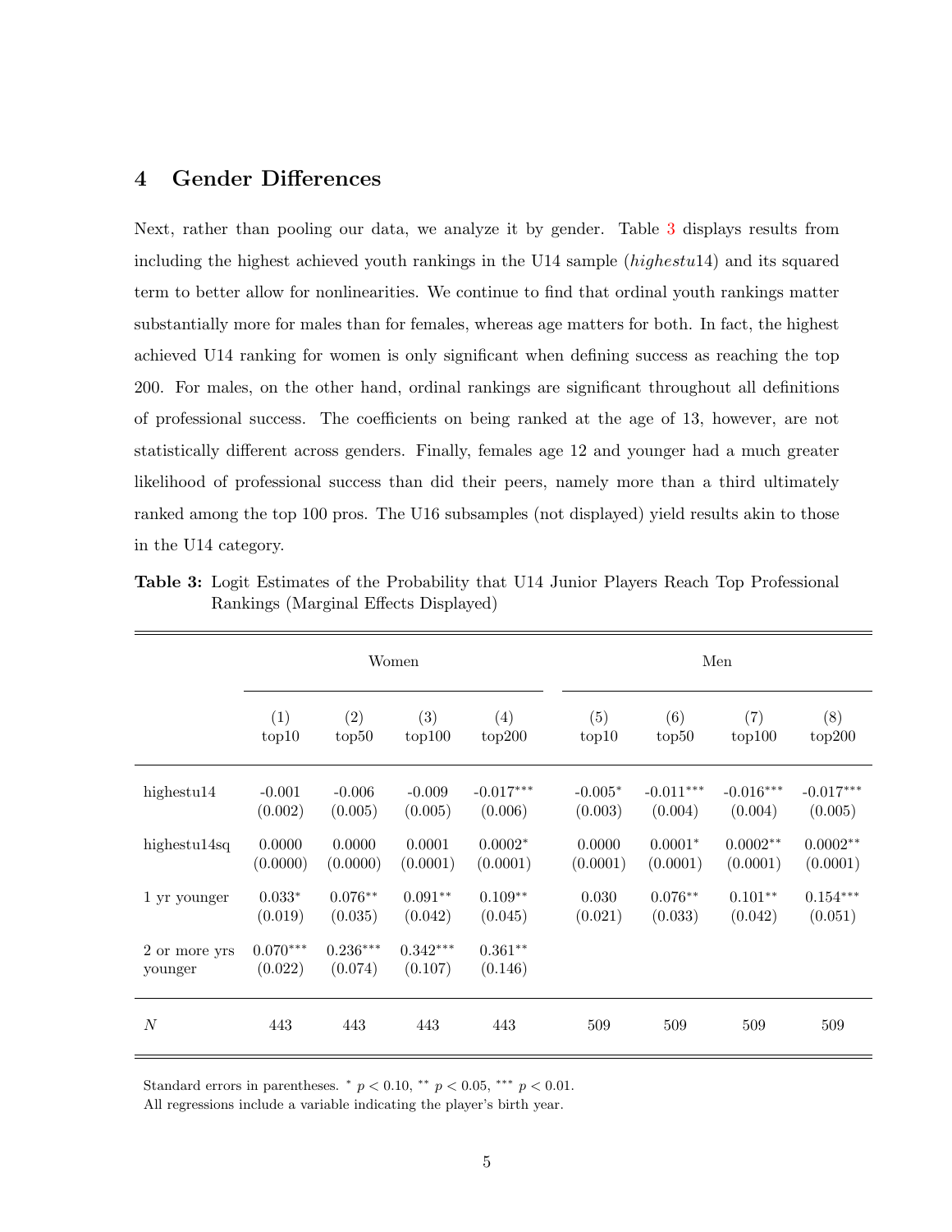## 4 Gender Differences

Next, rather than pooling our data, we analyze it by gender. Table 3 displays results from including the highest achieved youth rankings in the U14 sample (*highestu*14) and its squared term to better allow for nonlinearities. We continue to find that ordinal youth rankings matter substantially more for males than for females, whereas age matters for both. In fact, the highest achieved U14 ranking for women is only significant when defining success as reaching the top 200. For males, on the other hand, ordinal rankings are significant throughout all definitions of professional success. The coefficients on being ranked at the age of 13, however, are not statistically different across genders. Finally, females age 12 and younger had a much greater likelihood of professional success than did their peers, namely more than a third ultimately ranked among the top 100 pros. The U16 subsamples (not displayed) yield results akin to those in the U14 category.

**Table 3:** Logit Estimates of the Probability that U14 Junior Players Reach Top Professional Rankings (Marginal Effects Displayed)

| | Women | | | | Men | | | |
|---|---|---|---|---|---|---|---|---|
| | (1) top10 | (2) top50 | (3) top100 | (4) top200 | (5) top10 | (6) top50 | (7) top100 | (8) top200 |
| highestu14 | -0.001 | -0.006 | -0.009 | -0.017*** | -0.005* | -0.011*** | -0.016*** | -0.017*** |
| | (0.002) | (0.005) | (0.005) | (0.006) | (0.003) | (0.004) | (0.004) | (0.005) |
| highestu14sq | 0.0000 | 0.0000 | 0.0001 | 0.0002* | 0.0000 | 0.0001* | 0.0002** | 0.0002** |
| | (0.0000) | (0.0000) | (0.0001) | (0.0001) | (0.0001) | (0.0001) | (0.0001) | (0.0001) |
| 1 yr younger | 0.033* | 0.076** | 0.091** | 0.109** | 0.030 | 0.076** | 0.101** | 0.154*** |
| | (0.019) | (0.035) | (0.042) | (0.045) | (0.021) | (0.033) | (0.042) | (0.051) |
| 2 or more yrs younger | 0.070*** | 0.236*** | 0.342*** | 0.361** | | | | |
| | (0.022) | (0.074) | (0.107) | (0.146) | | | | |
| $N$ | 443 | 443 | 443 | 443 | 509 | 509 | 509 | 509 |

Standard errors in parentheses. * $p < 0.10$, ** $p < 0.05$, *** $p < 0.01$.
All regressions include a variable indicating the player's birth year.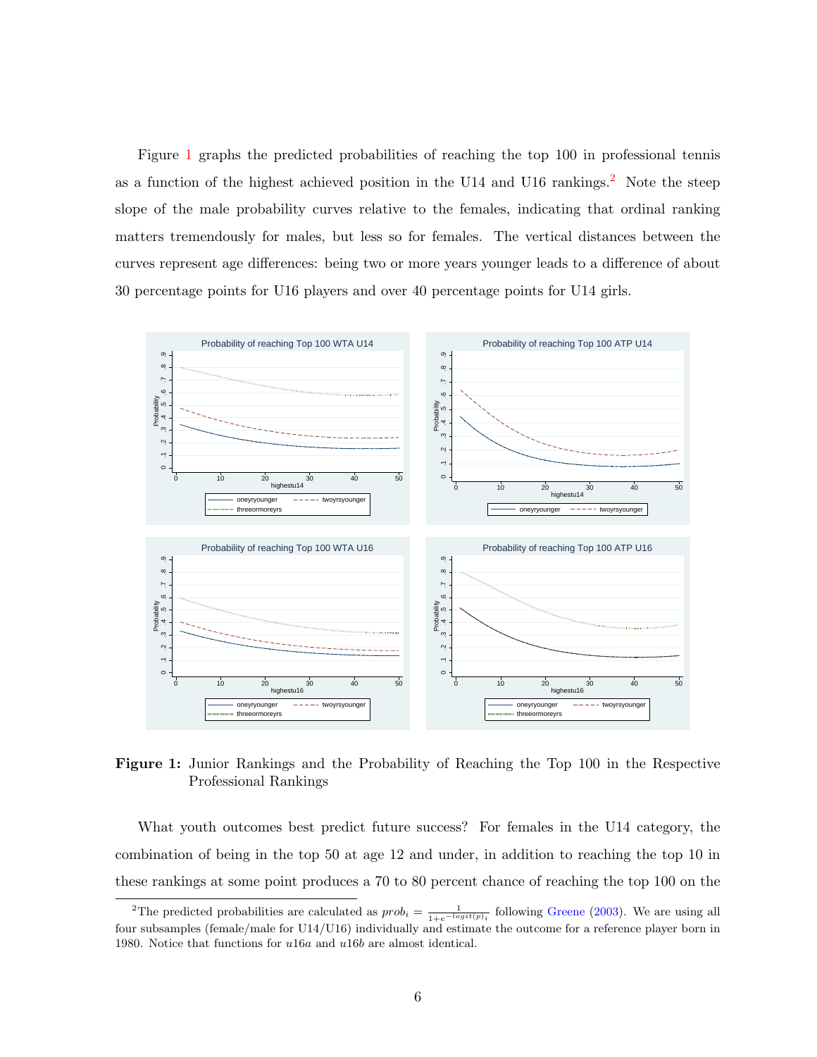Figure 1 graphs the predicted probabilities of reaching the top 100 in professional tennis as a function of the highest achieved position in the U14 and U16 rankings.[2] Note the steep slope of the male probability curves relative to the females, indicating that ordinal ranking matters tremendously for males, but less so for females. The vertical distances between the curves represent age differences: being two or more years younger leads to a difference of about 30 percentage points for U16 players and over 40 percentage points for U14 girls.

**Figure 1:** Junior Rankings and the Probability of Reaching the Top 100 in the Respective Professional Rankings

What youth outcomes best predict future success? For females in the U14 category, the combination of being in the top 50 at age 12 and under, in addition to reaching the top 10 in these rankings at some point produces a 70 to 80 percent chance of reaching the top 100 on the

[2]The predicted probabilities are calculated as $prob_i = \frac{1}{1+e^{-logit(p)_i}}$ following Greene (2003). We are using all four subsamples (female/male for U14/U16) individually and estimate the outcome for a reference player born in 1980. Notice that functions for $u16a$ and $u16b$ are almost identical.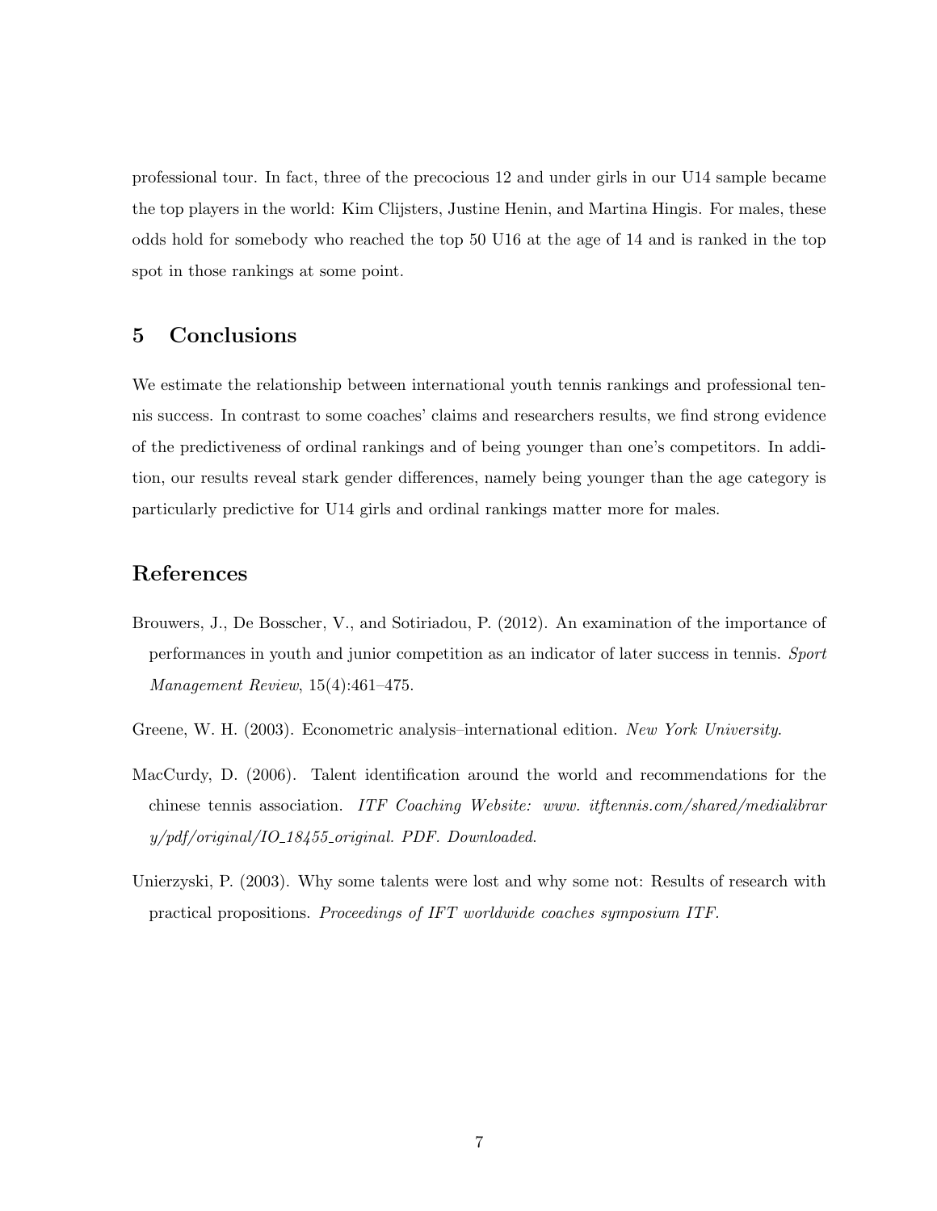professional tour. In fact, three of the precocious 12 and under girls in our U14 sample became the top players in the world: Kim Clijsters, Justine Henin, and Martina Hingis. For males, these odds hold for somebody who reached the top 50 U16 at the age of 14 and is ranked in the top spot in those rankings at some point.

## 5 Conclusions

We estimate the relationship between international youth tennis rankings and professional tennis success. In contrast to some coaches' claims and researchers results, we find strong evidence of the predictiveness of ordinal rankings and of being younger than one's competitors. In addition, our results reveal stark gender differences, namely being younger than the age category is particularly predictive for U14 girls and ordinal rankings matter more for males.

## References

Brouwers, J., De Bosscher, V., and Sotiriadou, P. (2012). An examination of the importance of performances in youth and junior competition as an indicator of later success in tennis. *Sport Management Review*, 15(4):461–475.

Greene, W. H. (2003). Econometric analysis–international edition. *New York University*.

MacCurdy, D. (2006). Talent identification around the world and recommendations for the chinese tennis association. *ITF Coaching Website: www. itftennis.com/shared/medialibrary/pdf/original/IO_18455_original. PDF. Downloaded*.

Unierzyski, P. (2003). Why some talents were lost and why some not: Results of research with practical propositions. *Proceedings of IFT worldwide coaches symposium ITF.*